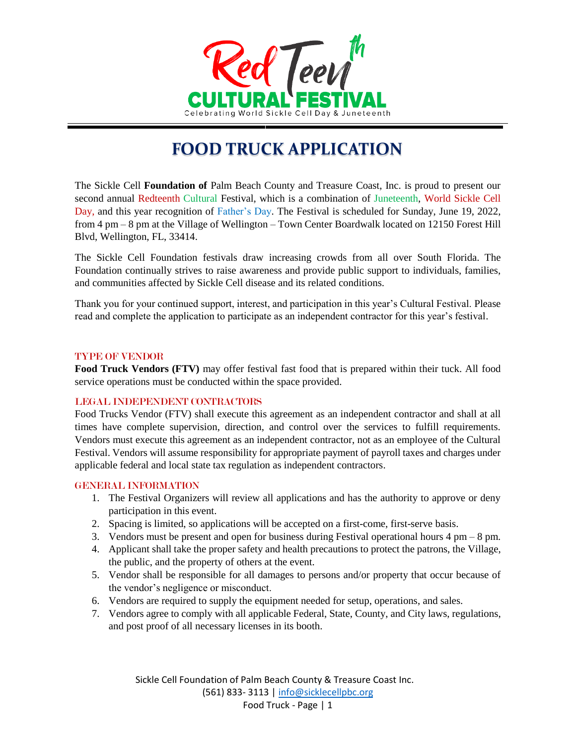# FOOD TRUCK APPLICATION

The Sickle Cell **Foundation of** Palm Beach County and Treasure Coast, Inc. is proud to present our second annual Redteenth Cultural Festival, which is a combination of Juneteenth, World Sickle Cell Day, and this year recognition of Father's Day. The Festival is scheduled for Sunday, June 19, 2022, from 4 pm – 8 pm at the Village of Wellington – Town Center Boardwalk located on 12150 Forest Hill Blvd, Wellington, FL, 33414.

The Sickle Cell Foundation festivals draw increasing crowds from all over South Florida. The Foundation continually strives to raise awareness and provide public support to individuals, families, and communities affected by Sickle Cell disease and its related conditions.

Thank you for your continued support, interest, and participation in this year's Cultural Festival. Please read and complete the application to participate as an independent contractor for this year's festival.

## TYPE OF VENDOR

**Food Truck Vendors (FTV)** may offer festival fast food that is prepared within their tuck. All food service operations must be conducted within the space provided.

## LEGAL INDEPENDENT CONTRACTORS

Food Trucks Vendor (FTV) shall execute this agreement as an independent contractor and shall at all times have complete supervision, direction, and control over the services to fulfill requirements. Vendors must execute this agreement as an independent contractor, not as an employee of the Cultural Festival. Vendors will assume responsibility for appropriate payment of payroll taxes and charges under applicable federal and local state tax regulation as independent contractors.

## GENERAL INFORMATION

1. The Festival Organizers will review all applications and has the authority to approve or deny participation in this event.
2. Spacing is limited, so applications will be accepted on a first-come, first-serve basis.
3. Vendors must be present and open for business during Festival operational hours 4 pm – 8 pm.
4. Applicant shall take the proper safety and health precautions to protect the patrons, the Village, the public, and the property of others at the event.
5. Vendor shall be responsible for all damages to persons and/or property that occur because of the vendor's negligence or misconduct.
6. Vendors are required to supply the equipment needed for setup, operations, and sales.
7. Vendors agree to comply with all applicable Federal, State, County, and City laws, regulations, and post proof of all necessary licenses in its booth.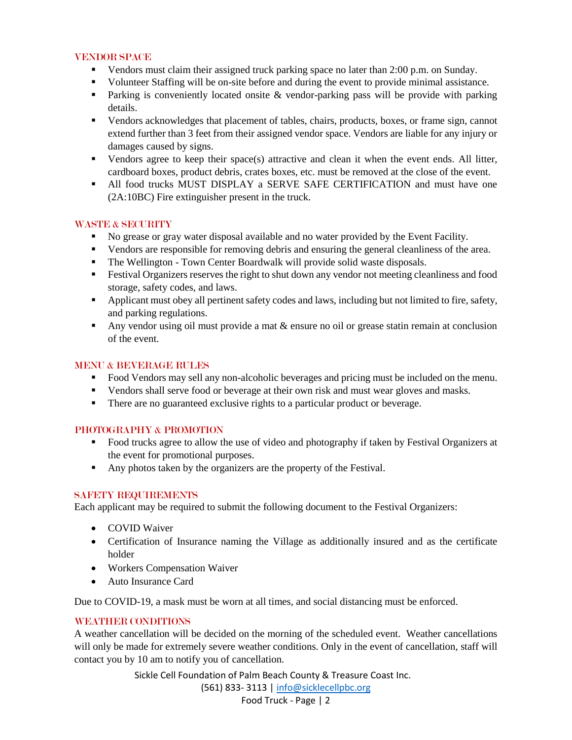## VENDOR SPACE

- Vendors must claim their assigned truck parking space no later than 2:00 p.m. on Sunday.
- Volunteer Staffing will be on-site before and during the event to provide minimal assistance.
- Parking is conveniently located onsite & vendor-parking pass will be provide with parking details.
- Vendors acknowledges that placement of tables, chairs, products, boxes, or frame sign, cannot extend further than 3 feet from their assigned vendor space. Vendors are liable for any injury or damages caused by signs.
- Vendors agree to keep their space(s) attractive and clean it when the event ends. All litter, cardboard boxes, product debris, crates boxes, etc. must be removed at the close of the event.
- All food trucks MUST DISPLAY a SERVE SAFE CERTIFICATION and must have one (2A:10BC) Fire extinguisher present in the truck.

## WASTE & SECURITY

- No grease or gray water disposal available and no water provided by the Event Facility.
- Vendors are responsible for removing debris and ensuring the general cleanliness of the area.
- The Wellington - Town Center Boardwalk will provide solid waste disposals.
- Festival Organizers reserves the right to shut down any vendor not meeting cleanliness and food storage, safety codes, and laws.
- Applicant must obey all pertinent safety codes and laws, including but not limited to fire, safety, and parking regulations.
- Any vendor using oil must provide a mat & ensure no oil or grease statin remain at conclusion of the event.

## MENU & BEVERAGE RULES

- Food Vendors may sell any non-alcoholic beverages and pricing must be included on the menu.
- Vendors shall serve food or beverage at their own risk and must wear gloves and masks.
- There are no guaranteed exclusive rights to a particular product or beverage.

## PHOTOGRAPHY & PROMOTION

- Food trucks agree to allow the use of video and photography if taken by Festival Organizers at the event for promotional purposes.
- Any photos taken by the organizers are the property of the Festival.

## SAFETY REQUIREMENTS

Each applicant may be required to submit the following document to the Festival Organizers:

- COVID Waiver
- Certification of Insurance naming the Village as additionally insured and as the certificate holder
- Workers Compensation Waiver
- Auto Insurance Card

Due to COVID-19, a mask must be worn at all times, and social distancing must be enforced.

## WEATHER CONDITIONS

A weather cancellation will be decided on the morning of the scheduled event. Weather cancellations will only be made for extremely severe weather conditions. Only in the event of cancellation, staff will contact you by 10 am to notify you of cancellation.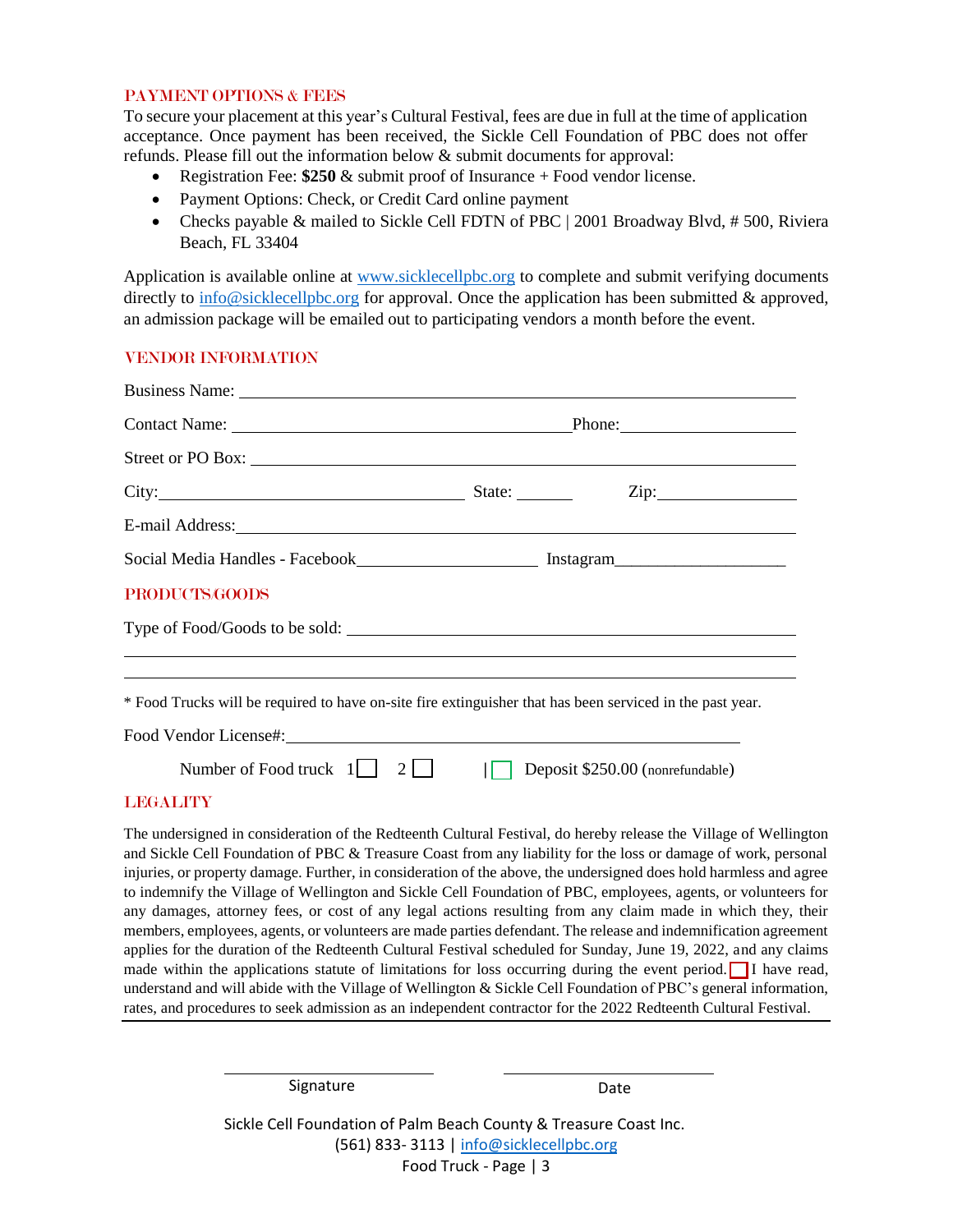## PAYMENT OPTIONS & FEES

To secure your placement at this year's Cultural Festival, fees are due in full at the time of application acceptance. Once payment has been received, the Sickle Cell Foundation of PBC does not offer refunds. Please fill out the information below & submit documents for approval:

- Registration Fee: **$250** & submit proof of Insurance + Food vendor license.
- Payment Options: Check, or Credit Card online payment
- Checks payable & mailed to Sickle Cell FDTN of PBC | 2001 Broadway Blvd, # 500, Riviera Beach, FL 33404

Application is available online at www.sicklecellpbc.org to complete and submit verifying documents directly to info@sicklecellpbc.org for approval. Once the application has been submitted & approved, an admission package will be emailed out to participating vendors a month before the event.

## VENDOR INFORMATION

Business Name: ______________________________

Contact Name: ______________________________ Phone: ______________

Street or PO Box: ______________________________

City: ____________________ State: ______ Zip: ______________

E-mail Address: ______________________________

Social Media Handles - Facebook ______________ Instagram______________

## PRODUCTS/GOODS

Type of Food/Goods to be sold: ______________________________

______________________________

______________________________

* Food Trucks will be required to have on-site fire extinguisher that has been serviced in the past year.

Food Vendor License#: ______________________________

Number of Food truck 1☐ 2☐ | ☐ Deposit $250.00 (nonrefundable)

## LEGALITY

The undersigned in consideration of the Redteenth Cultural Festival, do hereby release the Village of Wellington and Sickle Cell Foundation of PBC & Treasure Coast from any liability for the loss or damage of work, personal injuries, or property damage. Further, in consideration of the above, the undersigned does hold harmless and agree to indemnify the Village of Wellington and Sickle Cell Foundation of PBC, employees, agents, or volunteers for any damages, attorney fees, or cost of any legal actions resulting from any claim made in which they, their members, employees, agents, or volunteers are made parties defendant. The release and indemnification agreement applies for the duration of the Redteenth Cultural Festival scheduled for Sunday, June 19, 2022, and any claims made within the applications statute of limitations for loss occurring during the event period. ☐ I have read, understand and will abide with the Village of Wellington & Sickle Cell Foundation of PBC's general information, rates, and procedures to seek admission as an independent contractor for the 2022 Redteenth Cultural Festival.

______________________ ______________________

Signature Date

Sickle Cell Foundation of Palm Beach County & Treasure Coast Inc.
(561) 833- 3113 | info@sicklecellpbc.org